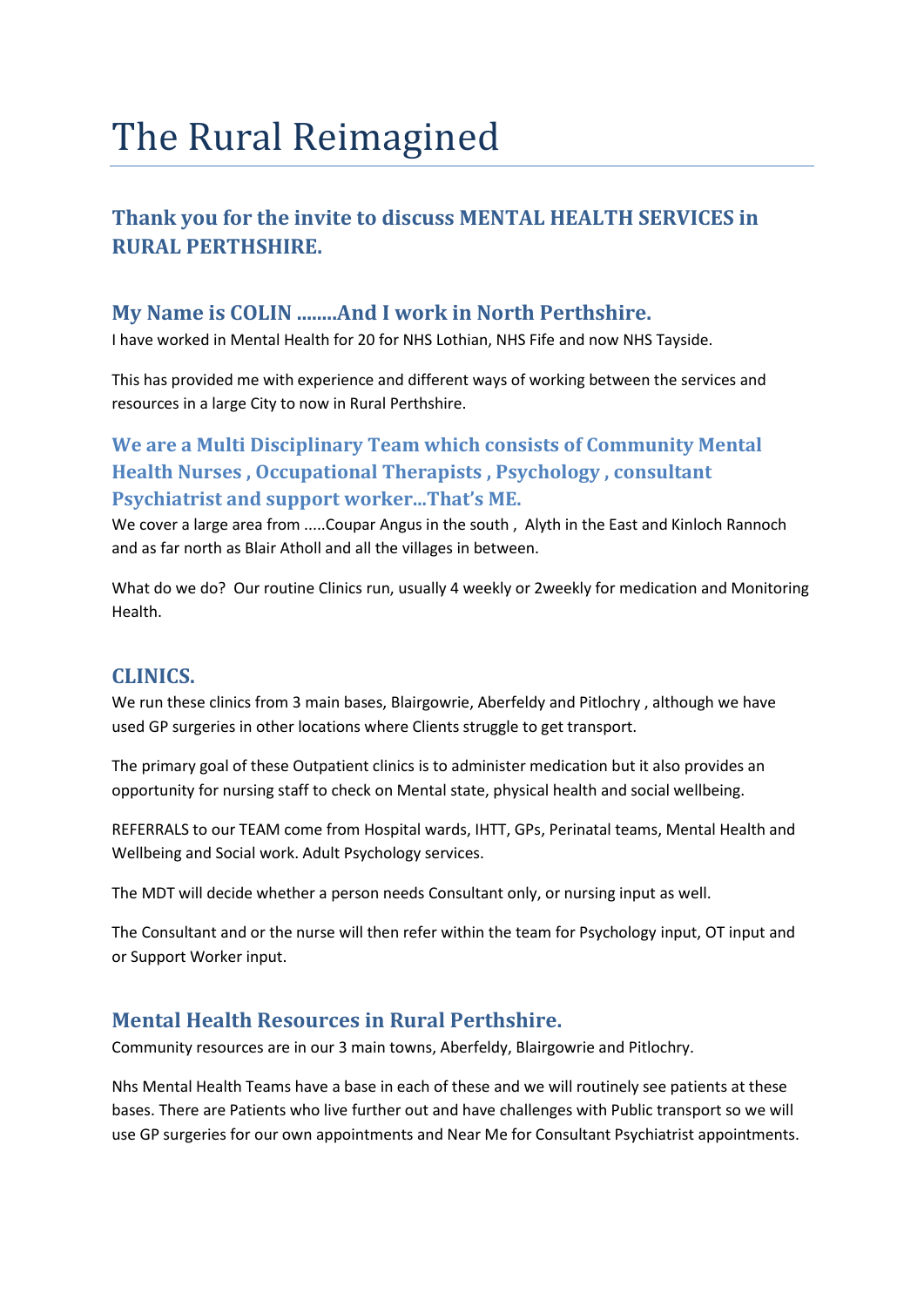# The Rural Reimagined

## Thank you for the invite to discuss MENTAL HEALTH SERVICES in RURAL PERTHSHIRE.

### My Name is COLIN ........And I work in North Perthshire.

I have worked in Mental Health for 20 for NHS Lothian, NHS Fife and now NHS Tayside.

This has provided me with experience and different ways of working between the services and resources in a large City to now in Rural Perthshire.

### We are a Multi Disciplinary Team which consists of Community Mental Health Nurses , Occupational Therapists , Psychology , consultant Psychiatrist and support worker...That's ME.

We cover a large area from .....Coupar Angus in the south , Alyth in the East and Kinloch Rannoch and as far north as Blair Atholl and all the villages in between.

What do we do? Our routine Clinics run, usually 4 weekly or 2weekly for medication and Monitoring Health.

### CLINICS.

We run these clinics from 3 main bases, Blairgowrie, Aberfeldy and Pitlochry , although we have used GP surgeries in other locations where Clients struggle to get transport.

The primary goal of these Outpatient clinics is to administer medication but it also provides an opportunity for nursing staff to check on Mental state, physical health and social wellbeing.

REFERRALS to our TEAM come from Hospital wards, IHTT, GPs, Perinatal teams, Mental Health and Wellbeing and Social work. Adult Psychology services.

The MDT will decide whether a person needs Consultant only, or nursing input as well.

The Consultant and or the nurse will then refer within the team for Psychology input, OT input and or Support Worker input.

### Mental Health Resources in Rural Perthshire.

Community resources are in our 3 main towns, Aberfeldy, Blairgowrie and Pitlochry.

Nhs Mental Health Teams have a base in each of these and we will routinely see patients at these bases. There are Patients who live further out and have challenges with Public transport so we will use GP surgeries for our own appointments and Near Me for Consultant Psychiatrist appointments.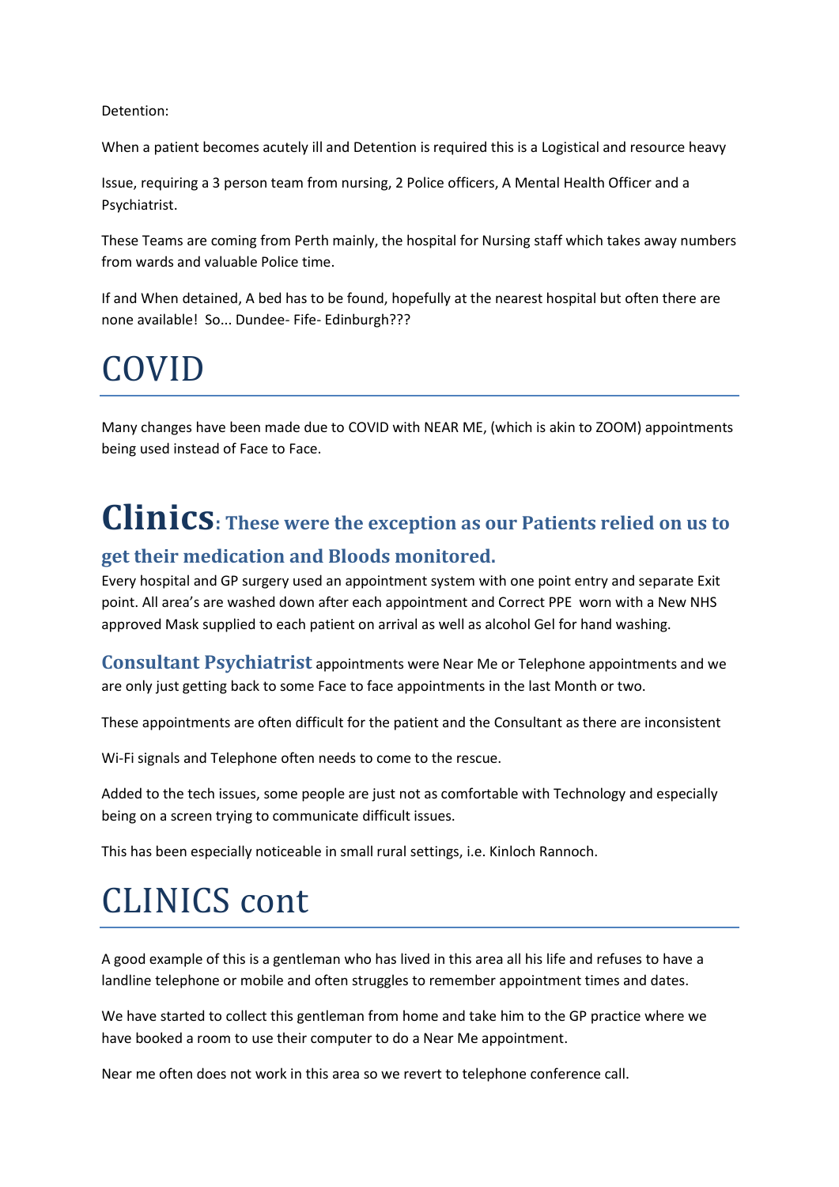Detention:

When a patient becomes acutely ill and Detention is required this is a Logistical and resource heavy

Issue, requiring a 3 person team from nursing, 2 Police officers, A Mental Health Officer and a Psychiatrist.

These Teams are coming from Perth mainly, the hospital for Nursing staff which takes away numbers from wards and valuable Police time.

If and When detained, A bed has to be found, hopefully at the nearest hospital but often there are none available! So... Dundee- Fife- Edinburgh???

# COVID

Many changes have been made due to COVID with NEAR ME, (which is akin to ZOOM) appointments being used instead of Face to Face.

## Clinics: These were the exception as our Patients relied on us to get their medication and Bloods monitored.

Every hospital and GP surgery used an appointment system with one point entry and separate Exit point. All area's are washed down after each appointment and Correct PPE worn with a New NHS approved Mask supplied to each patient on arrival as well as alcohol Gel for hand washing.

**Consultant Psychiatrist** appointments were Near Me or Telephone appointments and we are only just getting back to some Face to face appointments in the last Month or two.

These appointments are often difficult for the patient and the Consultant as there are inconsistent

Wi-Fi signals and Telephone often needs to come to the rescue.

Added to the tech issues, some people are just not as comfortable with Technology and especially being on a screen trying to communicate difficult issues.

This has been especially noticeable in small rural settings, i.e. Kinloch Rannoch.

# CLINICS cont

A good example of this is a gentleman who has lived in this area all his life and refuses to have a landline telephone or mobile and often struggles to remember appointment times and dates.

We have started to collect this gentleman from home and take him to the GP practice where we have booked a room to use their computer to do a Near Me appointment.

Near me often does not work in this area so we revert to telephone conference call.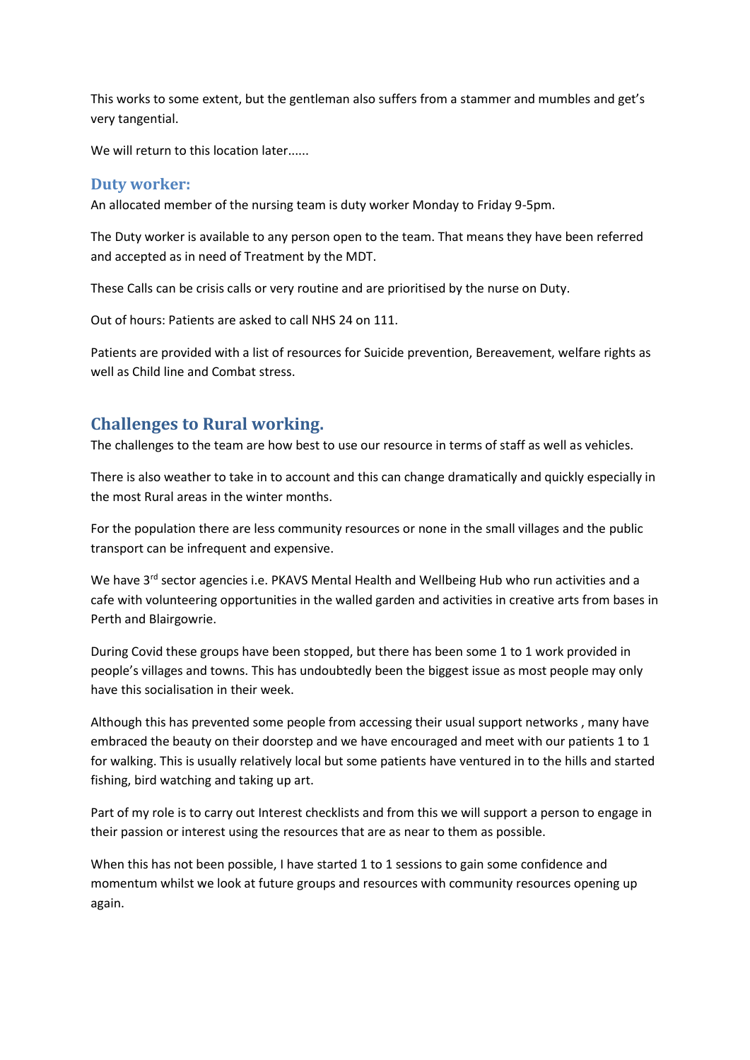This works to some extent, but the gentleman also suffers from a stammer and mumbles and get's very tangential.

We will return to this location later......

### Duty worker:

An allocated member of the nursing team is duty worker Monday to Friday 9-5pm.

The Duty worker is available to any person open to the team. That means they have been referred and accepted as in need of Treatment by the MDT.

These Calls can be crisis calls or very routine and are prioritised by the nurse on Duty.

Out of hours: Patients are asked to call NHS 24 on 111.

Patients are provided with a list of resources for Suicide prevention, Bereavement, welfare rights as well as Child line and Combat stress.

## Challenges to Rural working.

The challenges to the team are how best to use our resource in terms of staff as well as vehicles.

There is also weather to take in to account and this can change dramatically and quickly especially in the most Rural areas in the winter months.

For the population there are less community resources or none in the small villages and the public transport can be infrequent and expensive.

We have 3rd sector agencies i.e. PKAVS Mental Health and Wellbeing Hub who run activities and a cafe with volunteering opportunities in the walled garden and activities in creative arts from bases in Perth and Blairgowrie.

During Covid these groups have been stopped, but there has been some 1 to 1 work provided in people's villages and towns. This has undoubtedly been the biggest issue as most people may only have this socialisation in their week.

Although this has prevented some people from accessing their usual support networks , many have embraced the beauty on their doorstep and we have encouraged and meet with our patients 1 to 1 for walking. This is usually relatively local but some patients have ventured in to the hills and started fishing, bird watching and taking up art.

Part of my role is to carry out Interest checklists and from this we will support a person to engage in their passion or interest using the resources that are as near to them as possible.

When this has not been possible, I have started 1 to 1 sessions to gain some confidence and momentum whilst we look at future groups and resources with community resources opening up again.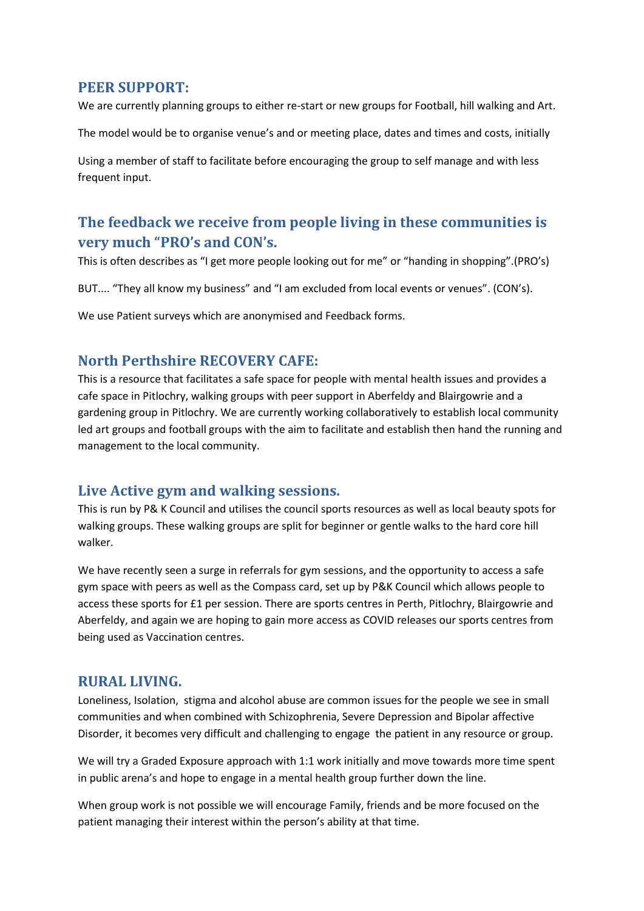## PEER SUPPORT:

We are currently planning groups to either re-start or new groups for Football, hill walking and Art.

The model would be to organise venue's and or meeting place, dates and times and costs, initially

Using a member of staff to facilitate before encouraging the group to self manage and with less frequent input.

## The feedback we receive from people living in these communities is very much "PRO's and CON's.

This is often describes as "I get more people looking out for me" or "handing in shopping".(PRO's)

BUT.... "They all know my business" and "I am excluded from local events or venues". (CON's).

We use Patient surveys which are anonymised and Feedback forms.

## North Perthshire RECOVERY CAFE:

This is a resource that facilitates a safe space for people with mental health issues and provides a cafe space in Pitlochry, walking groups with peer support in Aberfeldy and Blairgowrie and a gardening group in Pitlochry. We are currently working collaboratively to establish local community led art groups and football groups with the aim to facilitate and establish then hand the running and management to the local community.

## Live Active gym and walking sessions.

This is run by P& K Council and utilises the council sports resources as well as local beauty spots for walking groups. These walking groups are split for beginner or gentle walks to the hard core hill walker.

We have recently seen a surge in referrals for gym sessions, and the opportunity to access a safe gym space with peers as well as the Compass card, set up by P&K Council which allows people to access these sports for £1 per session. There are sports centres in Perth, Pitlochry, Blairgowrie and Aberfeldy, and again we are hoping to gain more access as COVID releases our sports centres from being used as Vaccination centres.

## RURAL LIVING.

Loneliness, Isolation, stigma and alcohol abuse are common issues for the people we see in small communities and when combined with Schizophrenia, Severe Depression and Bipolar affective Disorder, it becomes very difficult and challenging to engage the patient in any resource or group.

We will try a Graded Exposure approach with 1:1 work initially and move towards more time spent in public arena's and hope to engage in a mental health group further down the line.

When group work is not possible we will encourage Family, friends and be more focused on the patient managing their interest within the person's ability at that time.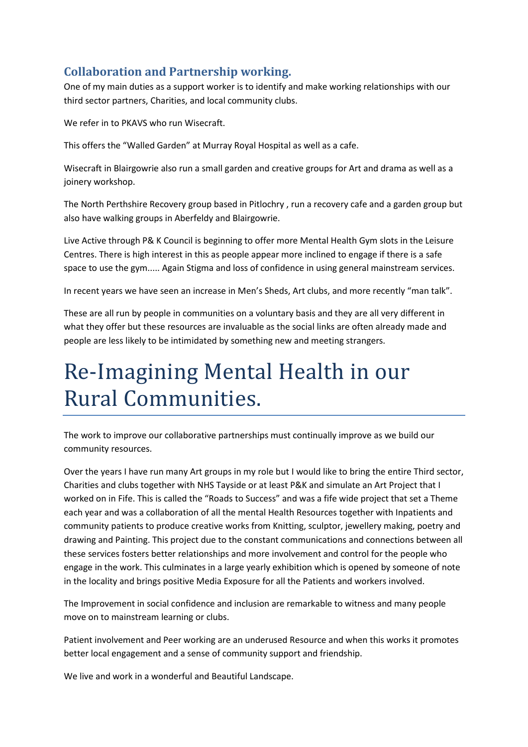## Collaboration and Partnership working.

One of my main duties as a support worker is to identify and make working relationships with our third sector partners, Charities, and local community clubs.

We refer in to PKAVS who run Wisecraft.

This offers the “Walled Garden” at Murray Royal Hospital as well as a cafe.

Wisecraft in Blairgowrie also run a small garden and creative groups for Art and drama as well as a joinery workshop.

The North Perthshire Recovery group based in Pitlochry , run a recovery cafe and a garden group but also have walking groups in Aberfeldy and Blairgowrie.

Live Active through P& K Council is beginning to offer more Mental Health Gym slots in the Leisure Centres. There is high interest in this as people appear more inclined to engage if there is a safe space to use the gym..... Again Stigma and loss of confidence in using general mainstream services.

In recent years we have seen an increase in Men’s Sheds, Art clubs, and more recently “man talk”.

These are all run by people in communities on a voluntary basis and they are all very different in what they offer but these resources are invaluable as the social links are often already made and people are less likely to be intimidated by something new and meeting strangers.

# Re-Imagining Mental Health in our Rural Communities.

The work to improve our collaborative partnerships must continually improve as we build our community resources.

Over the years I have run many Art groups in my role but I would like to bring the entire Third sector, Charities and clubs together with NHS Tayside or at least P&K and simulate an Art Project that I worked on in Fife. This is called the “Roads to Success” and was a fife wide project that set a Theme each year and was a collaboration of all the mental Health Resources together with Inpatients and community patients to produce creative works from Knitting, sculptor, jewellery making, poetry and drawing and Painting. This project due to the constant communications and connections between all these services fosters better relationships and more involvement and control for the people who engage in the work. This culminates in a large yearly exhibition which is opened by someone of note in the locality and brings positive Media Exposure for all the Patients and workers involved.

The Improvement in social confidence and inclusion are remarkable to witness and many people move on to mainstream learning or clubs.

Patient involvement and Peer working are an underused Resource and when this works it promotes better local engagement and a sense of community support and friendship.

We live and work in a wonderful and Beautiful Landscape.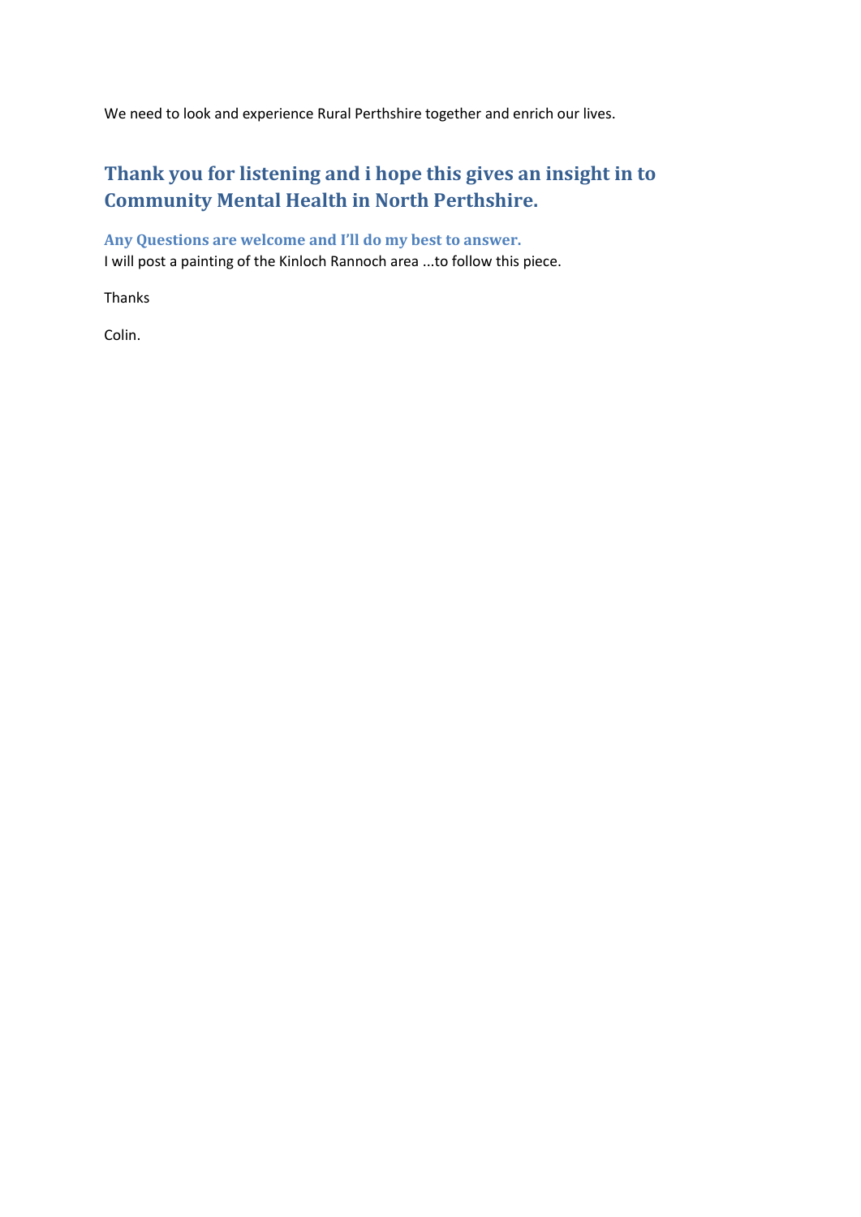We need to look and experience Rural Perthshire together and enrich our lives.

## Thank you for listening and i hope this gives an insight in to Community Mental Health in North Perthshire.

### Any Questions are welcome and I'll do my best to answer.

I will post a painting of the Kinloch Rannoch area ...to follow this piece.

Thanks

Colin.